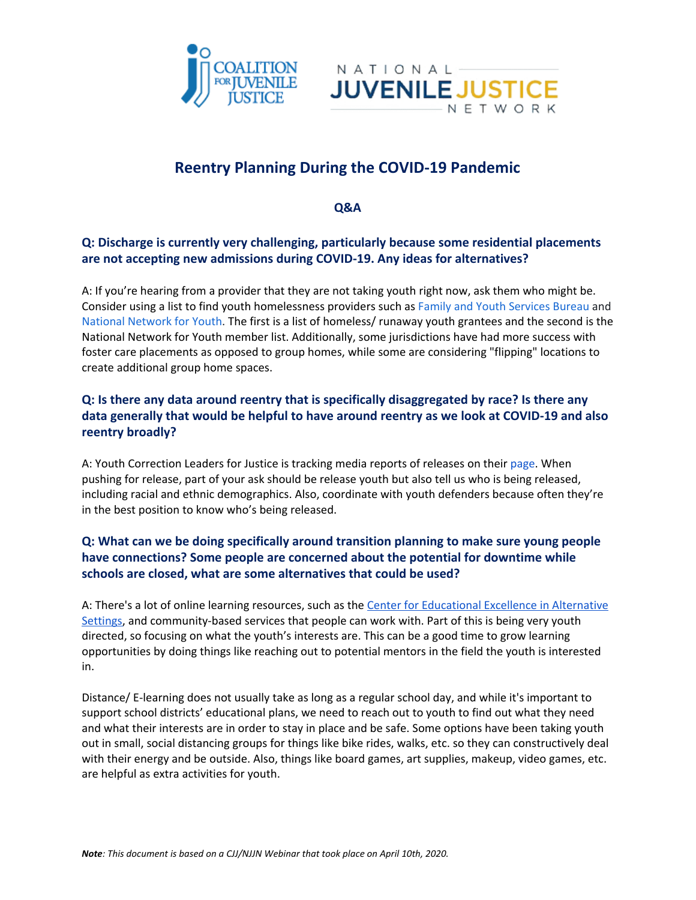# Reentry Planning During the COVID-19 Pandemic

## Q&A

### Q: Discharge is currently very challenging, particularly because some residential placements are not accepting new admissions during COVID-19. Any ideas for alternatives?

A: If you're hearing from a provider that they are not taking youth right now, ask them who might be. Consider using a list to find youth homelessness providers such as Family and Youth Services Bureau and National Network for Youth. The first is a list of homeless/ runaway youth grantees and the second is the National Network for Youth member list. Additionally, some jurisdictions have had more success with foster care placements as opposed to group homes, while some are considering "flipping" locations to create additional group home spaces.

### Q: Is there any data around reentry that is specifically disaggregated by race? Is there any data generally that would be helpful to have around reentry as we look at COVID-19 and also reentry broadly?

A: Youth Correction Leaders for Justice is tracking media reports of releases on their page. When pushing for release, part of your ask should be release youth but also tell us who is being released, including racial and ethnic demographics. Also, coordinate with youth defenders because often they're in the best position to know who's being released.

### Q: What can we be doing specifically around transition planning to make sure young people have connections? Some people are concerned about the potential for downtime while schools are closed, what are some alternatives that could be used?

A: There's a lot of online learning resources, such as the Center for Educational Excellence in Alternative Settings, and community-based services that people can work with. Part of this is being very youth directed, so focusing on what the youth's interests are. This can be a good time to grow learning opportunities by doing things like reaching out to potential mentors in the field the youth is interested in.

Distance/ E-learning does not usually take as long as a regular school day, and while it's important to support school districts' educational plans, we need to reach out to youth to find out what they need and what their interests are in order to stay in place and be safe. Some options have been taking youth out in small, social distancing groups for things like bike rides, walks, etc. so they can constructively deal with their energy and be outside. Also, things like board games, art supplies, makeup, video games, etc. are helpful as extra activities for youth.

***Note**: This document is based on a CJJ/NJJN Webinar that took place on April 10th, 2020.*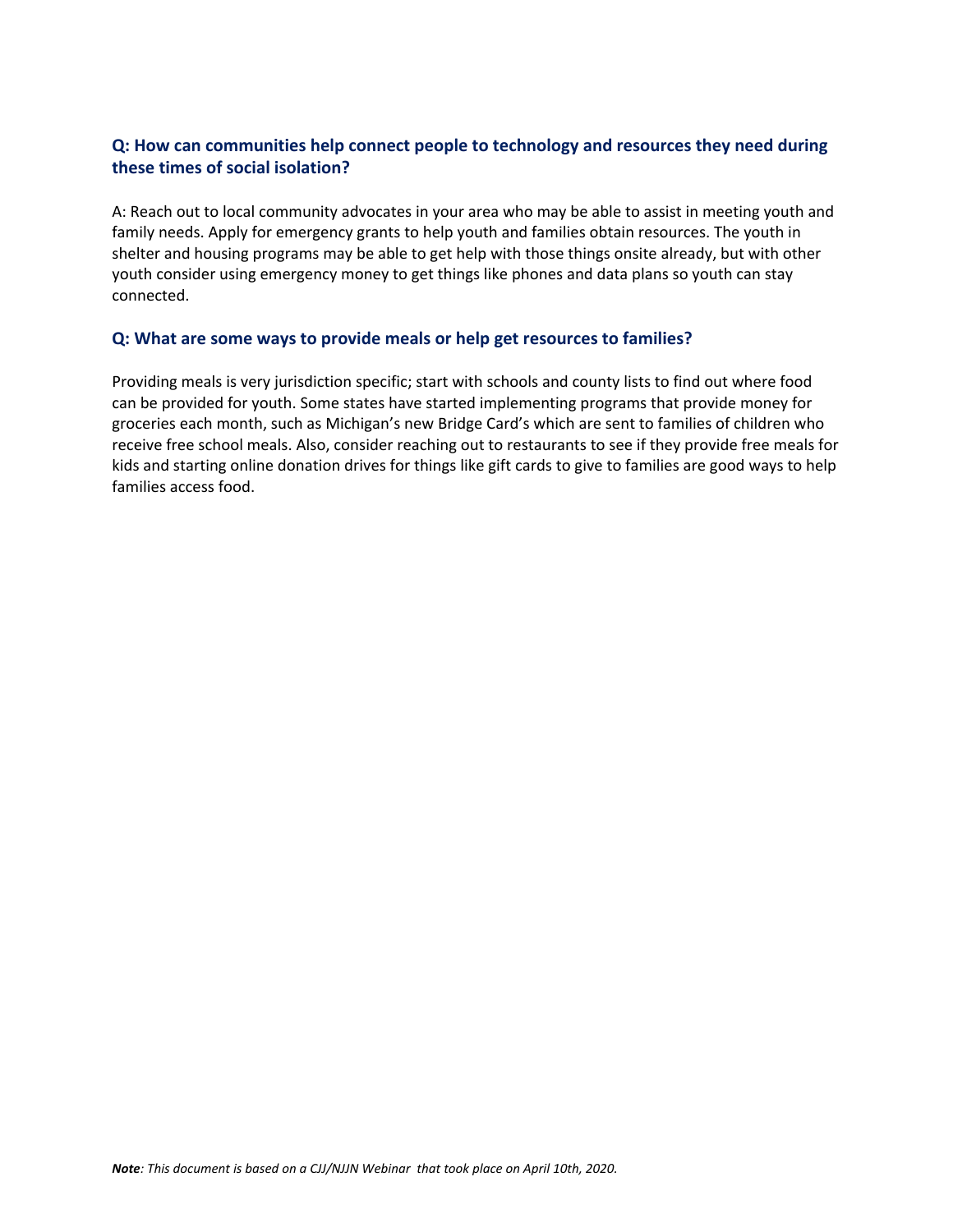### Q: How can communities help connect people to technology and resources they need during these times of social isolation?

A: Reach out to local community advocates in your area who may be able to assist in meeting youth and family needs. Apply for emergency grants to help youth and families obtain resources. The youth in shelter and housing programs may be able to get help with those things onsite already, but with other youth consider using emergency money to get things like phones and data plans so youth can stay connected.

### Q: What are some ways to provide meals or help get resources to families?

Providing meals is very jurisdiction specific; start with schools and county lists to find out where food can be provided for youth. Some states have started implementing programs that provide money for groceries each month, such as Michigan's new Bridge Card's which are sent to families of children who receive free school meals. Also, consider reaching out to restaurants to see if they provide free meals for kids and starting online donation drives for things like gift cards to give to families are good ways to help families access food.

***Note**: This document is based on a CJJ/NJJN Webinar that took place on April 10th, 2020.*